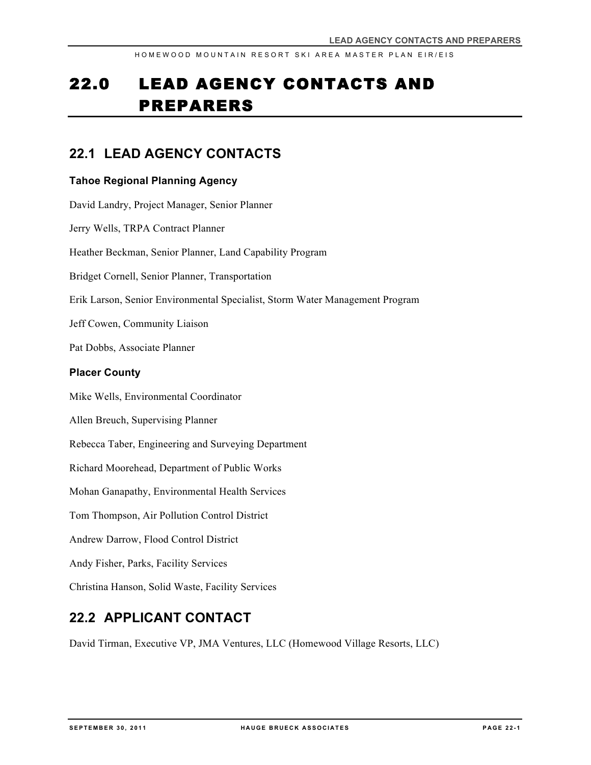# 22.0 LEAD AGENCY CONTACTS AND PREPARERS

## 22.1 LEAD AGENCY CONTACTS

### Tahoe Regional Planning Agency

David Landry, Project Manager, Senior Planner

Jerry Wells, TRPA Contract Planner

Heather Beckman, Senior Planner, Land Capability Program

Bridget Cornell, Senior Planner, Transportation

Erik Larson, Senior Environmental Specialist, Storm Water Management Program

Jeff Cowen, Community Liaison

Pat Dobbs, Associate Planner

### Placer County

Mike Wells, Environmental Coordinator

Allen Breuch, Supervising Planner

Rebecca Taber, Engineering and Surveying Department

Richard Moorehead, Department of Public Works

Mohan Ganapathy, Environmental Health Services

Tom Thompson, Air Pollution Control District

Andrew Darrow, Flood Control District

Andy Fisher, Parks, Facility Services

Christina Hanson, Solid Waste, Facility Services

## 22.2 APPLICANT CONTACT

David Tirman, Executive VP, JMA Ventures, LLC (Homewood Village Resorts, LLC)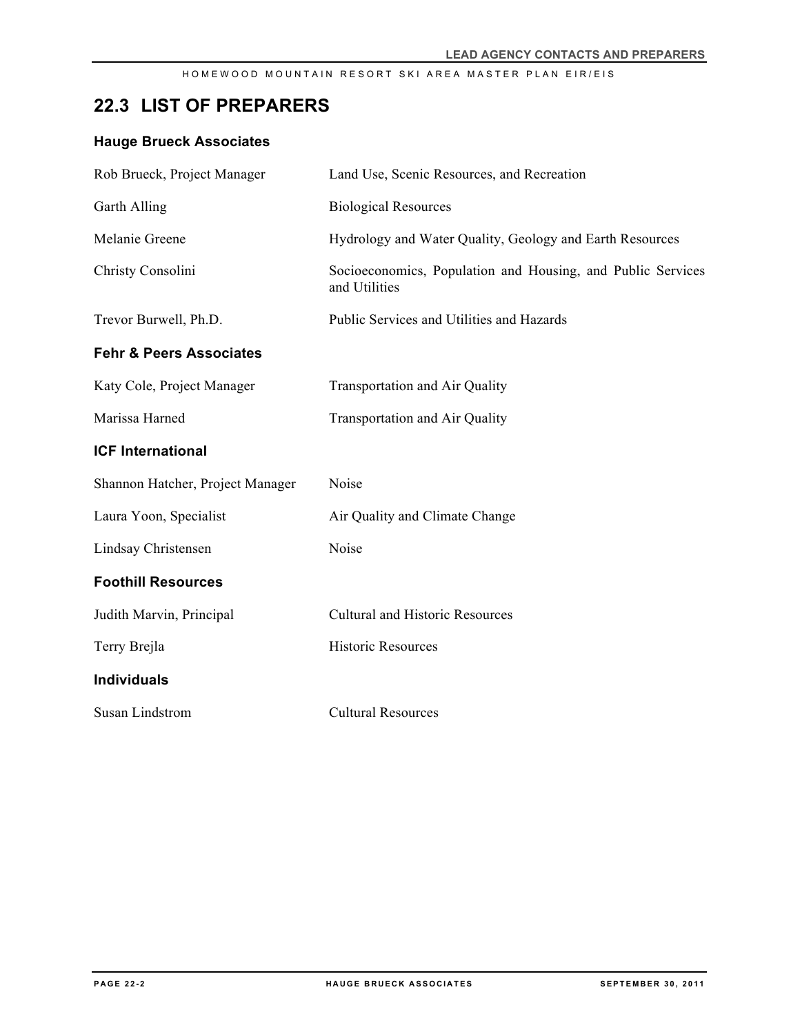## 22.3 LIST OF PREPARERS

### Hauge Brueck Associates

| | |
|---|---|
| Rob Brueck, Project Manager | Land Use, Scenic Resources, and Recreation |
| Garth Alling | Biological Resources |
| Melanie Greene | Hydrology and Water Quality, Geology and Earth Resources |
| Christy Consolini | Socioeconomics, Population and Housing, and Public Services and Utilities |
| Trevor Burwell, Ph.D. | Public Services and Utilities and Hazards |

### Fehr & Peers Associates

| | |
|---|---|
| Katy Cole, Project Manager | Transportation and Air Quality |
| Marissa Harned | Transportation and Air Quality |

### ICF International

| | |
|---|---|
| Shannon Hatcher, Project Manager | Noise |
| Laura Yoon, Specialist | Air Quality and Climate Change |
| Lindsay Christensen | Noise |

### Foothill Resources

| | |
|---|---|
| Judith Marvin, Principal | Cultural and Historic Resources |
| Terry Brejla | Historic Resources |

### Individuals

| | |
|---|---|
| Susan Lindstrom | Cultural Resources |